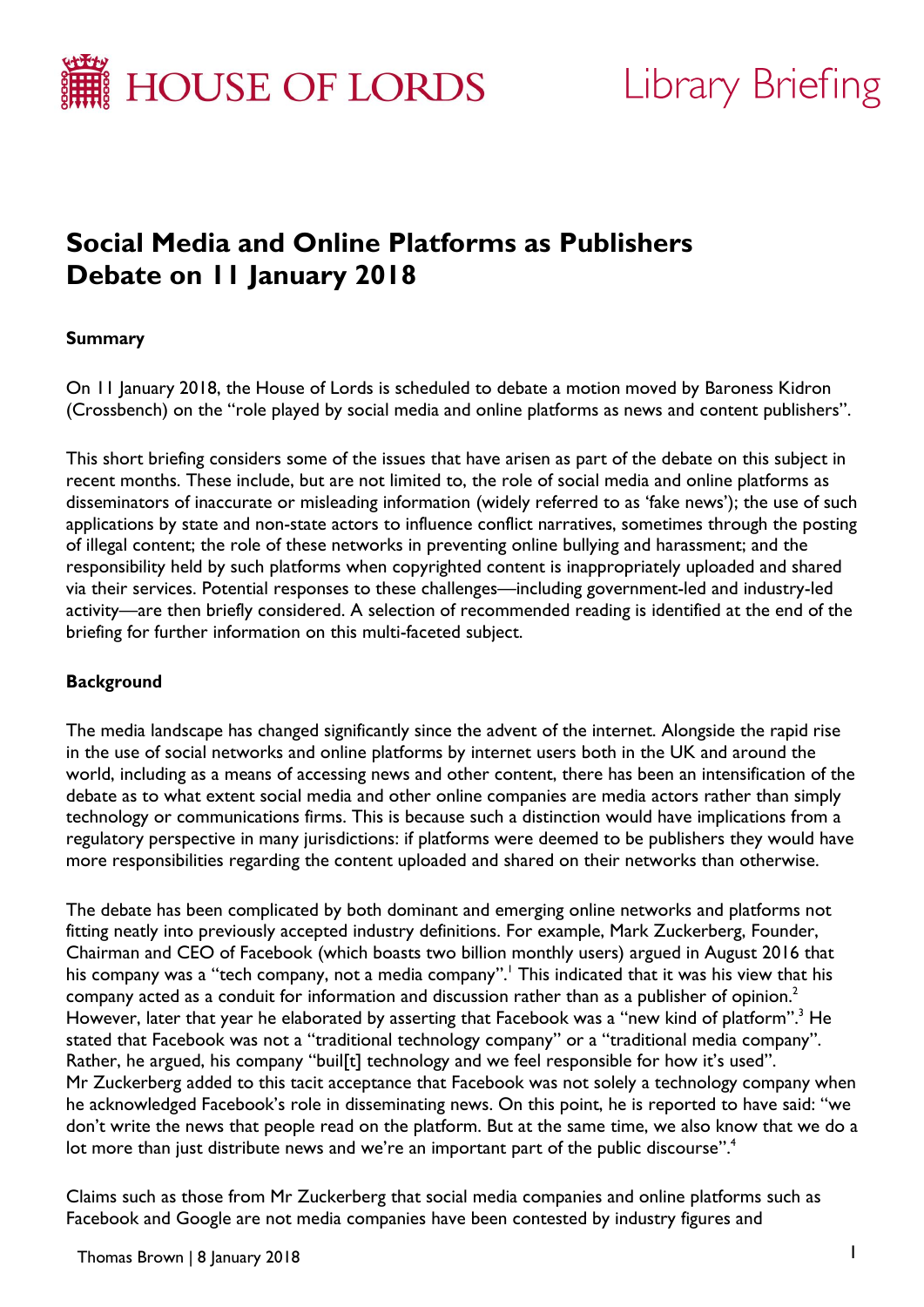HOUSE OF LORDS

Library Briefing

# Social Media and Online Platforms as Publishers
# Debate on 11 January 2018

### Summary

On 11 January 2018, the House of Lords is scheduled to debate a motion moved by Baroness Kidron (Crossbench) on the "role played by social media and online platforms as news and content publishers".

This short briefing considers some of the issues that have arisen as part of the debate on this subject in recent months. These include, but are not limited to, the role of social media and online platforms as disseminators of inaccurate or misleading information (widely referred to as 'fake news'); the use of such applications by state and non-state actors to influence conflict narratives, sometimes through the posting of illegal content; the role of these networks in preventing online bullying and harassment; and the responsibility held by such platforms when copyrighted content is inappropriately uploaded and shared via their services. Potential responses to these challenges—including government-led and industry-led activity—are then briefly considered. A selection of recommended reading is identified at the end of the briefing for further information on this multi-faceted subject.

### Background

The media landscape has changed significantly since the advent of the internet. Alongside the rapid rise in the use of social networks and online platforms by internet users both in the UK and around the world, including as a means of accessing news and other content, there has been an intensification of the debate as to what extent social media and other online companies are media actors rather than simply technology or communications firms. This is because such a distinction would have implications from a regulatory perspective in many jurisdictions: if platforms were deemed to be publishers they would have more responsibilities regarding the content uploaded and shared on their networks than otherwise.

The debate has been complicated by both dominant and emerging online networks and platforms not fitting neatly into previously accepted industry definitions. For example, Mark Zuckerberg, Founder, Chairman and CEO of Facebook (which boasts two billion monthly users) argued in August 2016 that his company was a "tech company, not a media company".[1] This indicated that it was his view that his company acted as a conduit for information and discussion rather than as a publisher of opinion.[2] However, later that year he elaborated by asserting that Facebook was a "new kind of platform".[3] He stated that Facebook was not a "traditional technology company" or a "traditional media company". Rather, he argued, his company "buil[t] technology and we feel responsible for how it's used". Mr Zuckerberg added to this tacit acceptance that Facebook was not solely a technology company when he acknowledged Facebook's role in disseminating news. On this point, he is reported to have said: "we don't write the news that people read on the platform. But at the same time, we also know that we do a lot more than just distribute news and we're an important part of the public discourse".[4]

Claims such as those from Mr Zuckerberg that social media companies and online platforms such as Facebook and Google are not media companies have been contested by industry figures and

Thomas Brown | 8 January 2018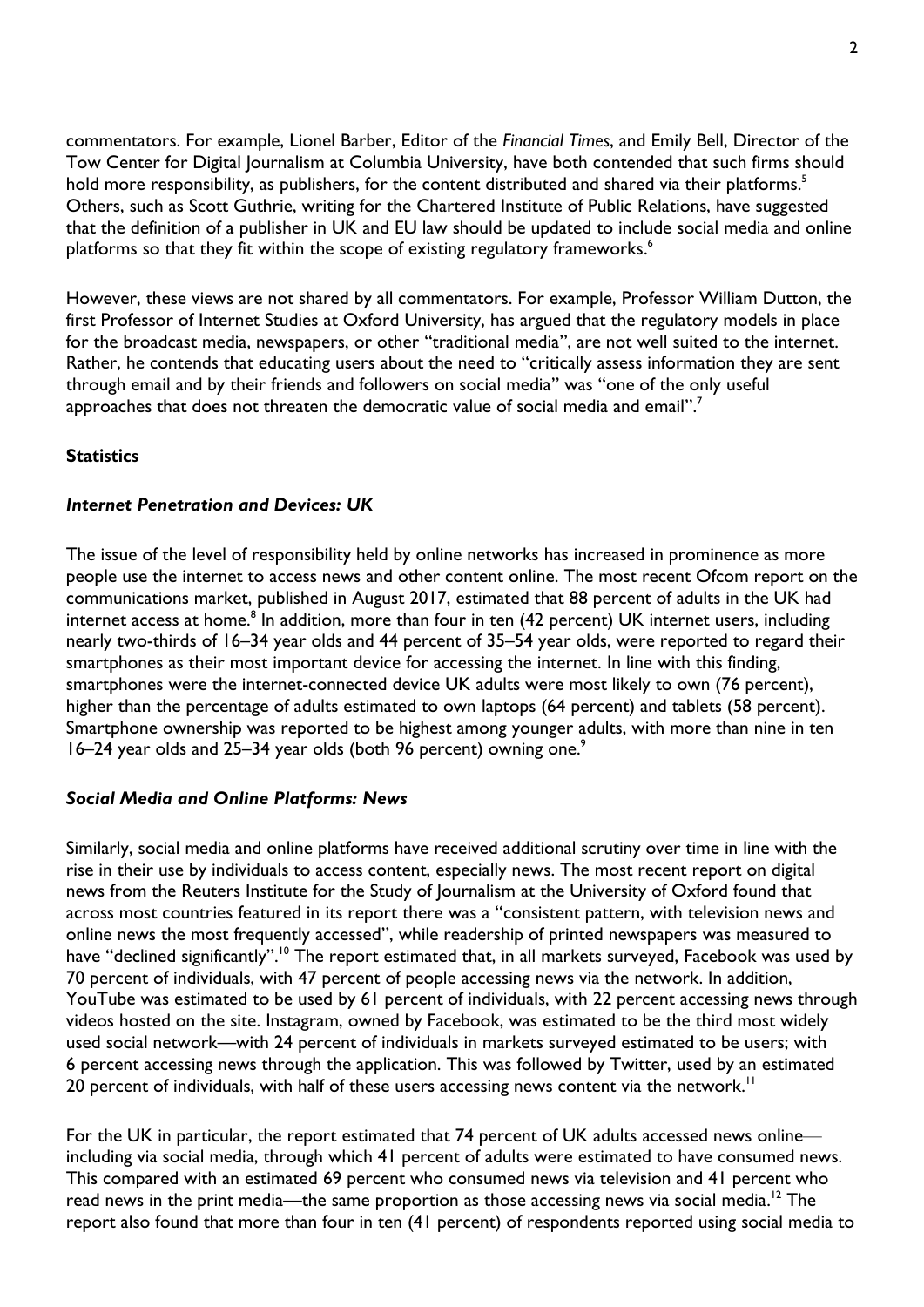commentators. For example, Lionel Barber, Editor of the *Financial Times*, and Emily Bell, Director of the Tow Center for Digital Journalism at Columbia University, have both contended that such firms should hold more responsibility, as publishers, for the content distributed and shared via their platforms.[5] Others, such as Scott Guthrie, writing for the Chartered Institute of Public Relations, have suggested that the definition of a publisher in UK and EU law should be updated to include social media and online platforms so that they fit within the scope of existing regulatory frameworks.[6]

However, these views are not shared by all commentators. For example, Professor William Dutton, the first Professor of Internet Studies at Oxford University, has argued that the regulatory models in place for the broadcast media, newspapers, or other "traditional media", are not well suited to the internet. Rather, he contends that educating users about the need to "critically assess information they are sent through email and by their friends and followers on social media" was "one of the only useful approaches that does not threaten the democratic value of social media and email".[7]

**Statistics**

***Internet Penetration and Devices: UK***

The issue of the level of responsibility held by online networks has increased in prominence as more people use the internet to access news and other content online. The most recent Ofcom report on the communications market, published in August 2017, estimated that 88 percent of adults in the UK had internet access at home.[8] In addition, more than four in ten (42 percent) UK internet users, including nearly two-thirds of 16–34 year olds and 44 percent of 35–54 year olds, were reported to regard their smartphones as their most important device for accessing the internet. In line with this finding, smartphones were the internet-connected device UK adults were most likely to own (76 percent), higher than the percentage of adults estimated to own laptops (64 percent) and tablets (58 percent). Smartphone ownership was reported to be highest among younger adults, with more than nine in ten 16–24 year olds and 25–34 year olds (both 96 percent) owning one.[9]

***Social Media and Online Platforms: News***

Similarly, social media and online platforms have received additional scrutiny over time in line with the rise in their use by individuals to access content, especially news. The most recent report on digital news from the Reuters Institute for the Study of Journalism at the University of Oxford found that across most countries featured in its report there was a "consistent pattern, with television news and online news the most frequently accessed", while readership of printed newspapers was measured to have "declined significantly".[10] The report estimated that, in all markets surveyed, Facebook was used by 70 percent of individuals, with 47 percent of people accessing news via the network. In addition, YouTube was estimated to be used by 61 percent of individuals, with 22 percent accessing news through videos hosted on the site. Instagram, owned by Facebook, was estimated to be the third most widely used social network—with 24 percent of individuals in markets surveyed estimated to be users; with 6 percent accessing news through the application. This was followed by Twitter, used by an estimated 20 percent of individuals, with half of these users accessing news content via the network.[11]

For the UK in particular, the report estimated that 74 percent of UK adults accessed news online—including via social media, through which 41 percent of adults were estimated to have consumed news. This compared with an estimated 69 percent who consumed news via television and 41 percent who read news in the print media—the same proportion as those accessing news via social media.[12] The report also found that more than four in ten (41 percent) of respondents reported using social media to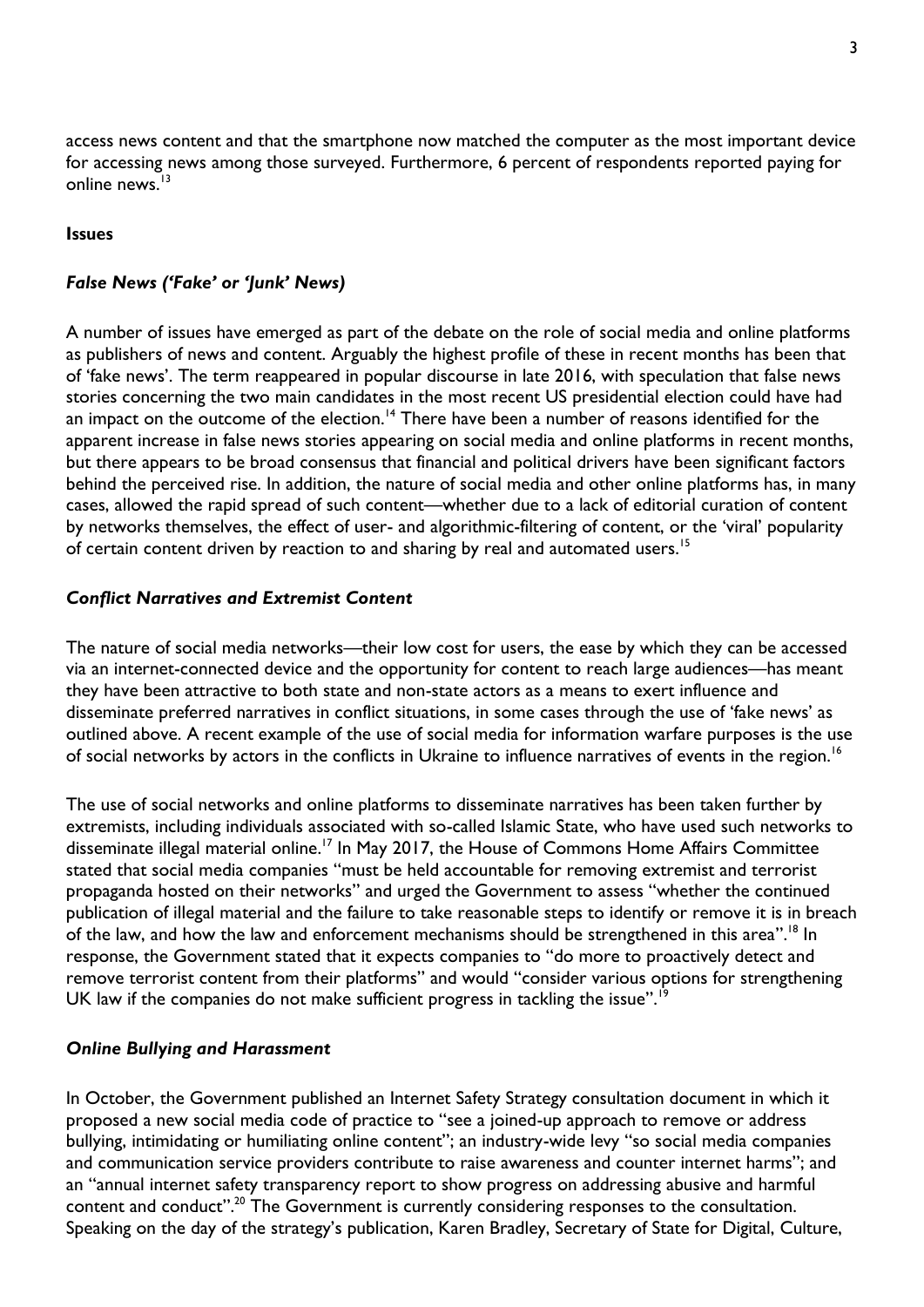access news content and that the smartphone now matched the computer as the most important device for accessing news among those surveyed. Furthermore, 6 percent of respondents reported paying for online news.[13]

**Issues**

***False News ('Fake' or 'Junk' News)***

A number of issues have emerged as part of the debate on the role of social media and online platforms as publishers of news and content. Arguably the highest profile of these in recent months has been that of 'fake news'. The term reappeared in popular discourse in late 2016, with speculation that false news stories concerning the two main candidates in the most recent US presidential election could have had an impact on the outcome of the election.[14] There have been a number of reasons identified for the apparent increase in false news stories appearing on social media and online platforms in recent months, but there appears to be broad consensus that financial and political drivers have been significant factors behind the perceived rise. In addition, the nature of social media and other online platforms has, in many cases, allowed the rapid spread of such content—whether due to a lack of editorial curation of content by networks themselves, the effect of user- and algorithmic-filtering of content, or the 'viral' popularity of certain content driven by reaction to and sharing by real and automated users.[15]

***Conflict Narratives and Extremist Content***

The nature of social media networks—their low cost for users, the ease by which they can be accessed via an internet-connected device and the opportunity for content to reach large audiences—has meant they have been attractive to both state and non-state actors as a means to exert influence and disseminate preferred narratives in conflict situations, in some cases through the use of 'fake news' as outlined above. A recent example of the use of social media for information warfare purposes is the use of social networks by actors in the conflicts in Ukraine to influence narratives of events in the region.[16]

The use of social networks and online platforms to disseminate narratives has been taken further by extremists, including individuals associated with so-called Islamic State, who have used such networks to disseminate illegal material online.[17] In May 2017, the House of Commons Home Affairs Committee stated that social media companies "must be held accountable for removing extremist and terrorist propaganda hosted on their networks" and urged the Government to assess "whether the continued publication of illegal material and the failure to take reasonable steps to identify or remove it is in breach of the law, and how the law and enforcement mechanisms should be strengthened in this area".[18] In response, the Government stated that it expects companies to "do more to proactively detect and remove terrorist content from their platforms" and would "consider various options for strengthening UK law if the companies do not make sufficient progress in tackling the issue".[19]

***Online Bullying and Harassment***

In October, the Government published an Internet Safety Strategy consultation document in which it proposed a new social media code of practice to "see a joined-up approach to remove or address bullying, intimidating or humiliating online content"; an industry-wide levy "so social media companies and communication service providers contribute to raise awareness and counter internet harms"; and an "annual internet safety transparency report to show progress on addressing abusive and harmful content and conduct".[20] The Government is currently considering responses to the consultation. Speaking on the day of the strategy's publication, Karen Bradley, Secretary of State for Digital, Culture,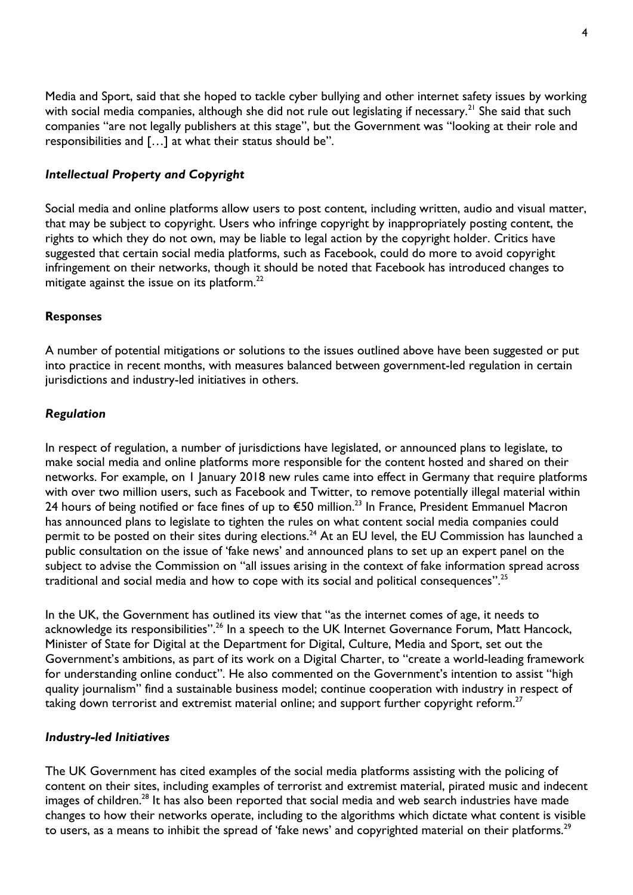Media and Sport, said that she hoped to tackle cyber bullying and other internet safety issues by working with social media companies, although she did not rule out legislating if necessary.[21] She said that such companies "are not legally publishers at this stage", but the Government was "looking at their role and responsibilities and […] at what their status should be".

### *Intellectual Property and Copyright*

Social media and online platforms allow users to post content, including written, audio and visual matter, that may be subject to copyright. Users who infringe copyright by inappropriately posting content, the rights to which they do not own, may be liable to legal action by the copyright holder. Critics have suggested that certain social media platforms, such as Facebook, could do more to avoid copyright infringement on their networks, though it should be noted that Facebook has introduced changes to mitigate against the issue on its platform.[22]

## **Responses**

A number of potential mitigations or solutions to the issues outlined above have been suggested or put into practice in recent months, with measures balanced between government-led regulation in certain jurisdictions and industry-led initiatives in others.

### *Regulation*

In respect of regulation, a number of jurisdictions have legislated, or announced plans to legislate, to make social media and online platforms more responsible for the content hosted and shared on their networks. For example, on 1 January 2018 new rules came into effect in Germany that require platforms with over two million users, such as Facebook and Twitter, to remove potentially illegal material within 24 hours of being notified or face fines of up to €50 million.[23] In France, President Emmanuel Macron has announced plans to legislate to tighten the rules on what content social media companies could permit to be posted on their sites during elections.[24] At an EU level, the EU Commission has launched a public consultation on the issue of 'fake news' and announced plans to set up an expert panel on the subject to advise the Commission on "all issues arising in the context of fake information spread across traditional and social media and how to cope with its social and political consequences".[25]

In the UK, the Government has outlined its view that "as the internet comes of age, it needs to acknowledge its responsibilities".[26] In a speech to the UK Internet Governance Forum, Matt Hancock, Minister of State for Digital at the Department for Digital, Culture, Media and Sport, set out the Government's ambitions, as part of its work on a Digital Charter, to "create a world-leading framework for understanding online conduct". He also commented on the Government's intention to assist "high quality journalism" find a sustainable business model; continue cooperation with industry in respect of taking down terrorist and extremist material online; and support further copyright reform.[27]

### *Industry-led Initiatives*

The UK Government has cited examples of the social media platforms assisting with the policing of content on their sites, including examples of terrorist and extremist material, pirated music and indecent images of children.[28] It has also been reported that social media and web search industries have made changes to how their networks operate, including to the algorithms which dictate what content is visible to users, as a means to inhibit the spread of 'fake news' and copyrighted material on their platforms.[29]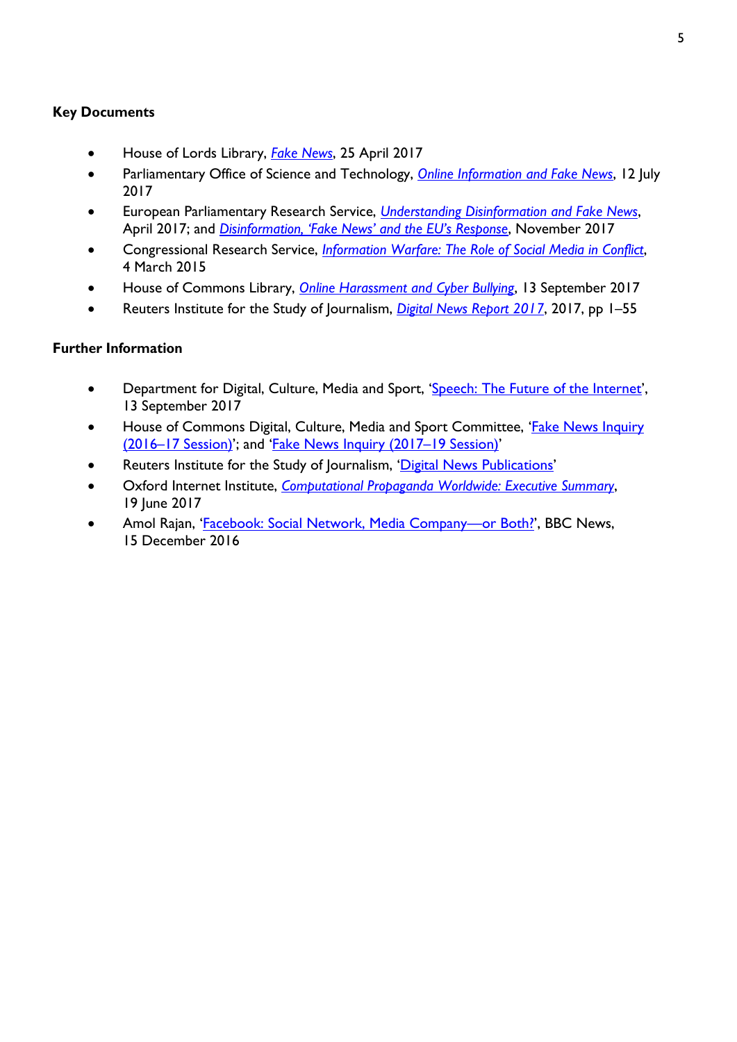## Key Documents

- House of Lords Library, *Fake News*, 25 April 2017
- Parliamentary Office of Science and Technology, *Online Information and Fake News*, 12 July 2017
- European Parliamentary Research Service, *Understanding Disinformation and Fake News*, April 2017; and *Disinformation, 'Fake News' and the EU's Response*, November 2017
- Congressional Research Service, *Information Warfare: The Role of Social Media in Conflict*, 4 March 2015
- House of Commons Library, *Online Harassment and Cyber Bullying*, 13 September 2017
- Reuters Institute for the Study of Journalism, *Digital News Report 2017*, 2017, pp 1–55

## Further Information

- Department for Digital, Culture, Media and Sport, 'Speech: The Future of the Internet', 13 September 2017
- House of Commons Digital, Culture, Media and Sport Committee, 'Fake News Inquiry (2016–17 Session)'; and 'Fake News Inquiry (2017–19 Session)'
- Reuters Institute for the Study of Journalism, 'Digital News Publications'
- Oxford Internet Institute, *Computational Propaganda Worldwide: Executive Summary*, 19 June 2017
- Amol Rajan, 'Facebook: Social Network, Media Company—or Both?', BBC News, 15 December 2016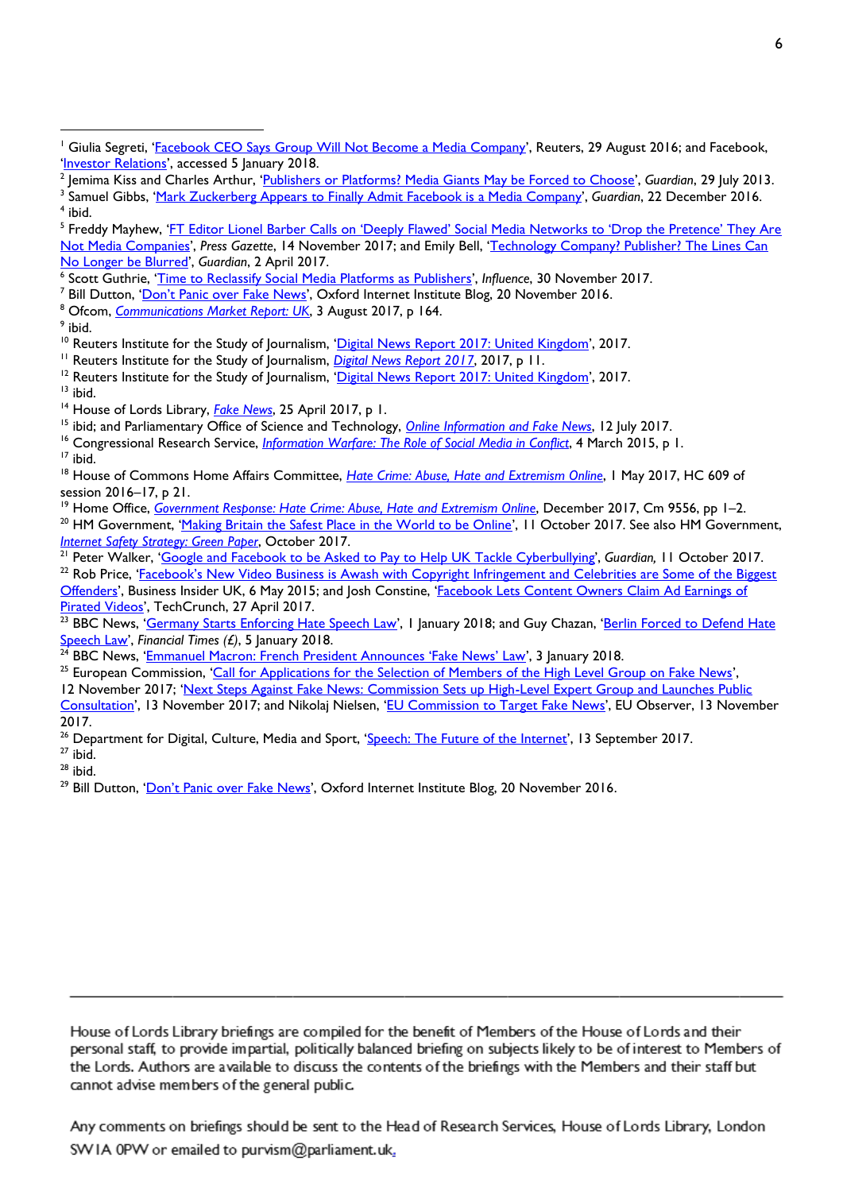[1] Giulia Segreti, 'Facebook CEO Says Group Will Not Become a Media Company', Reuters, 29 August 2016; and Facebook, 'Investor Relations', accessed 5 January 2018.

[2] Jemima Kiss and Charles Arthur, 'Publishers or Platforms? Media Giants May be Forced to Choose', *Guardian*, 29 July 2013.

[3] Samuel Gibbs, 'Mark Zuckerberg Appears to Finally Admit Facebook is a Media Company', *Guardian*, 22 December 2016.

[4] ibid.

[5] Freddy Mayhew, 'FT Editor Lionel Barber Calls on 'Deeply Flawed' Social Media Networks to 'Drop the Pretence' They Are Not Media Companies', *Press Gazette*, 14 November 2017; and Emily Bell, 'Technology Company? Publisher? The Lines Can No Longer be Blurred', *Guardian*, 2 April 2017.

[6] Scott Guthrie, 'Time to Reclassify Social Media Platforms as Publishers', *Influence*, 30 November 2017.

[7] Bill Dutton, 'Don't Panic over Fake News', Oxford Internet Institute Blog, 20 November 2016.

[8] Ofcom, *Communications Market Report: UK*, 3 August 2017, p 164.

[9] ibid.

[10] Reuters Institute for the Study of Journalism, 'Digital News Report 2017: United Kingdom', 2017.

[11] Reuters Institute for the Study of Journalism, *Digital News Report 2017*, 2017, p 11.

[12] Reuters Institute for the Study of Journalism, 'Digital News Report 2017: United Kingdom', 2017.

[13] ibid.

[14] House of Lords Library, *Fake News*, 25 April 2017, p 1.

[15] ibid; and Parliamentary Office of Science and Technology, *Online Information and Fake News*, 12 July 2017.

[16] Congressional Research Service, *Information Warfare: The Role of Social Media in Conflict*, 4 March 2015, p 1.

[17] ibid.

[18] House of Commons Home Affairs Committee, *Hate Crime: Abuse, Hate and Extremism Online*, 1 May 2017, HC 609 of session 2016–17, p 21.

[19] Home Office, *Government Response: Hate Crime: Abuse, Hate and Extremism Online*, December 2017, Cm 9556, pp 1–2.

[20] HM Government, 'Making Britain the Safest Place in the World to be Online', 11 October 2017. See also HM Government, *Internet Safety Strategy: Green Paper*, October 2017.

[21] Peter Walker, 'Google and Facebook to be Asked to Pay to Help UK Tackle Cyberbullying', *Guardian*, 11 October 2017.

[22] Rob Price, 'Facebook's New Video Business is Awash with Copyright Infringement and Celebrities are Some of the Biggest Offenders', Business Insider UK, 6 May 2015; and Josh Constine, 'Facebook Lets Content Owners Claim Ad Earnings of Pirated Videos', TechCrunch, 27 April 2017.

[23] BBC News, 'Germany Starts Enforcing Hate Speech Law', 1 January 2018; and Guy Chazan, 'Berlin Forced to Defend Hate Speech Law', *Financial Times (£)*, 5 January 2018.

[24] BBC News, 'Emmanuel Macron: French President Announces 'Fake News' Law', 3 January 2018.

[25] European Commission, 'Call for Applications for the Selection of Members of the High Level Group on Fake News', 12 November 2017; 'Next Steps Against Fake News: Commission Sets up High-Level Expert Group and Launches Public Consultation', 13 November 2017; and Nikolaj Nielsen, 'EU Commission to Target Fake News', EU Observer, 13 November 2017.

[26] Department for Digital, Culture, Media and Sport, 'Speech: The Future of the Internet', 13 September 2017.

[27] ibid.

[28] ibid.

[29] Bill Dutton, 'Don't Panic over Fake News', Oxford Internet Institute Blog, 20 November 2016.

---

House of Lords Library briefings are compiled for the benefit of Members of the House of Lords and their personal staff, to provide impartial, politically balanced briefing on subjects likely to be of interest to Members of the Lords. Authors are available to discuss the contents of the briefings with the Members and their staff but cannot advise members of the general public.

Any comments on briefings should be sent to the Head of Research Services, House of Lords Library, London SW1A 0PW or emailed to purvism@parliament.uk.